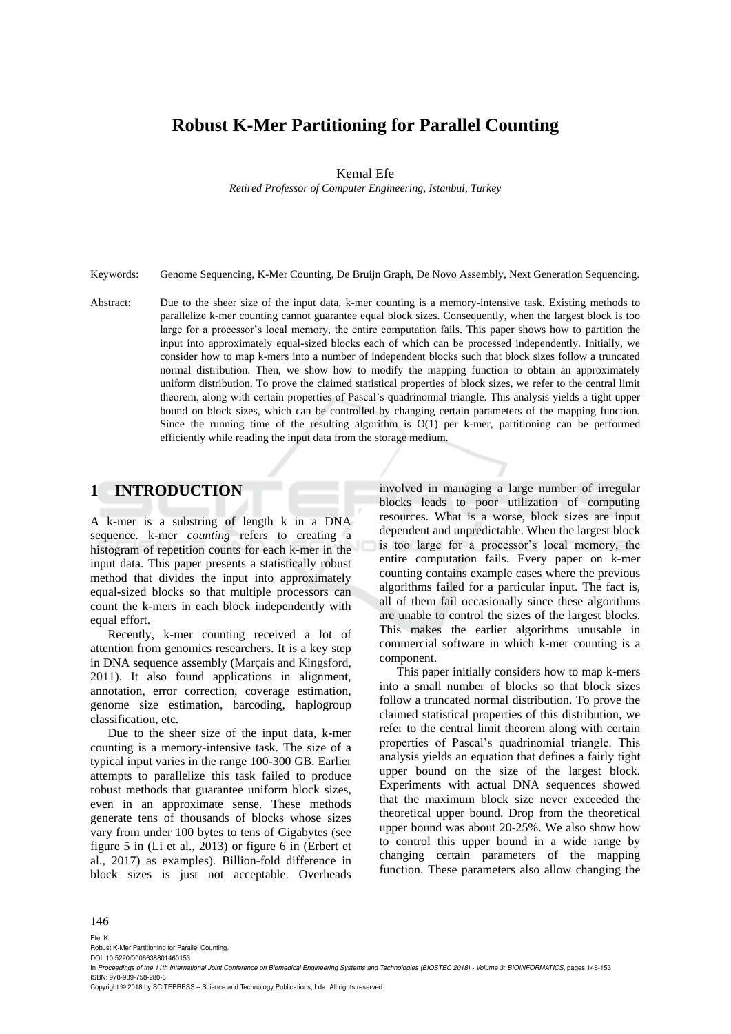# Robust K-Mer Partitioning for Parallel Counting

Kemal Efe

*Retired Professor of Computer Engineering, Istanbul, Turkey*

Keywords: Genome Sequencing, K-Mer Counting, De Bruijn Graph, De Novo Assembly, Next Generation Sequencing.

Abstract: Due to the sheer size of the input data, k-mer counting is a memory-intensive task. Existing methods to parallelize k-mer counting cannot guarantee equal block sizes. Consequently, when the largest block is too large for a processor's local memory, the entire computation fails. This paper shows how to partition the input into approximately equal-sized blocks each of which can be processed independently. Initially, we consider how to map k-mers into a number of independent blocks such that block sizes follow a truncated normal distribution. Then, we show how to modify the mapping function to obtain an approximately uniform distribution. To prove the claimed statistical properties of block sizes, we refer to the central limit theorem, along with certain properties of Pascal's quadrinomial triangle. This analysis yields a tight upper bound on block sizes, which can be controlled by changing certain parameters of the mapping function. Since the running time of the resulting algorithm is O(1) per k-mer, partitioning can be performed efficiently while reading the input data from the storage medium.

## 1 INTRODUCTION

A k-mer is a substring of length k in a DNA sequence. k-mer *counting* refers to creating a histogram of repetition counts for each k-mer in the input data. This paper presents a statistically robust method that divides the input into approximately equal-sized blocks so that multiple processors can count the k-mers in each block independently with equal effort.

Recently, k-mer counting received a lot of attention from genomics researchers. It is a key step in DNA sequence assembly (Marçais and Kingsford, 2011). It also found applications in alignment, annotation, error correction, coverage estimation, genome size estimation, barcoding, haplogroup classification, etc.

Due to the sheer size of the input data, k-mer counting is a memory-intensive task. The size of a typical input varies in the range 100-300 GB. Earlier attempts to parallelize this task failed to produce robust methods that guarantee uniform block sizes, even in an approximate sense. These methods generate tens of thousands of blocks whose sizes vary from under 100 bytes to tens of Gigabytes (see figure 5 in (Li et al., 2013) or figure 6 in (Erbert et al., 2017) as examples). Billion-fold difference in block sizes is just not acceptable. Overheads involved in managing a large number of irregular blocks leads to poor utilization of computing resources. What is a worse, block sizes are input dependent and unpredictable. When the largest block is too large for a processor's local memory, the entire computation fails. Every paper on k-mer counting contains example cases where the previous algorithms failed for a particular input. The fact is, all of them fail occasionally since these algorithms are unable to control the sizes of the largest blocks. This makes the earlier algorithms unusable in commercial software in which k-mer counting is a component.

This paper initially considers how to map k-mers into a small number of blocks so that block sizes follow a truncated normal distribution. To prove the claimed statistical properties of this distribution, we refer to the central limit theorem along with certain properties of Pascal's quadrinomial triangle. This analysis yields an equation that defines a fairly tight upper bound on the size of the largest block. Experiments with actual DNA sequences showed that the maximum block size never exceeded the theoretical upper bound. Drop from the theoretical upper bound was about 20-25%. We also show how to control this upper bound in a wide range by changing certain parameters of the mapping function. These parameters also allow changing the

Efe, K.
Robust K-Mer Partitioning for Parallel Counting.
DOI: 10.5220/0006638801460153
In *Proceedings of the 11th International Joint Conference on Biomedical Engineering Systems and Technologies (BIOSTEC 2018) - Volume 3: BIOINFORMATICS*, pages 146-153
ISBN: 978-989-758-280-6
Copyright © 2018 by SCITEPRESS – Science and Technology Publications, Lda. All rights reserved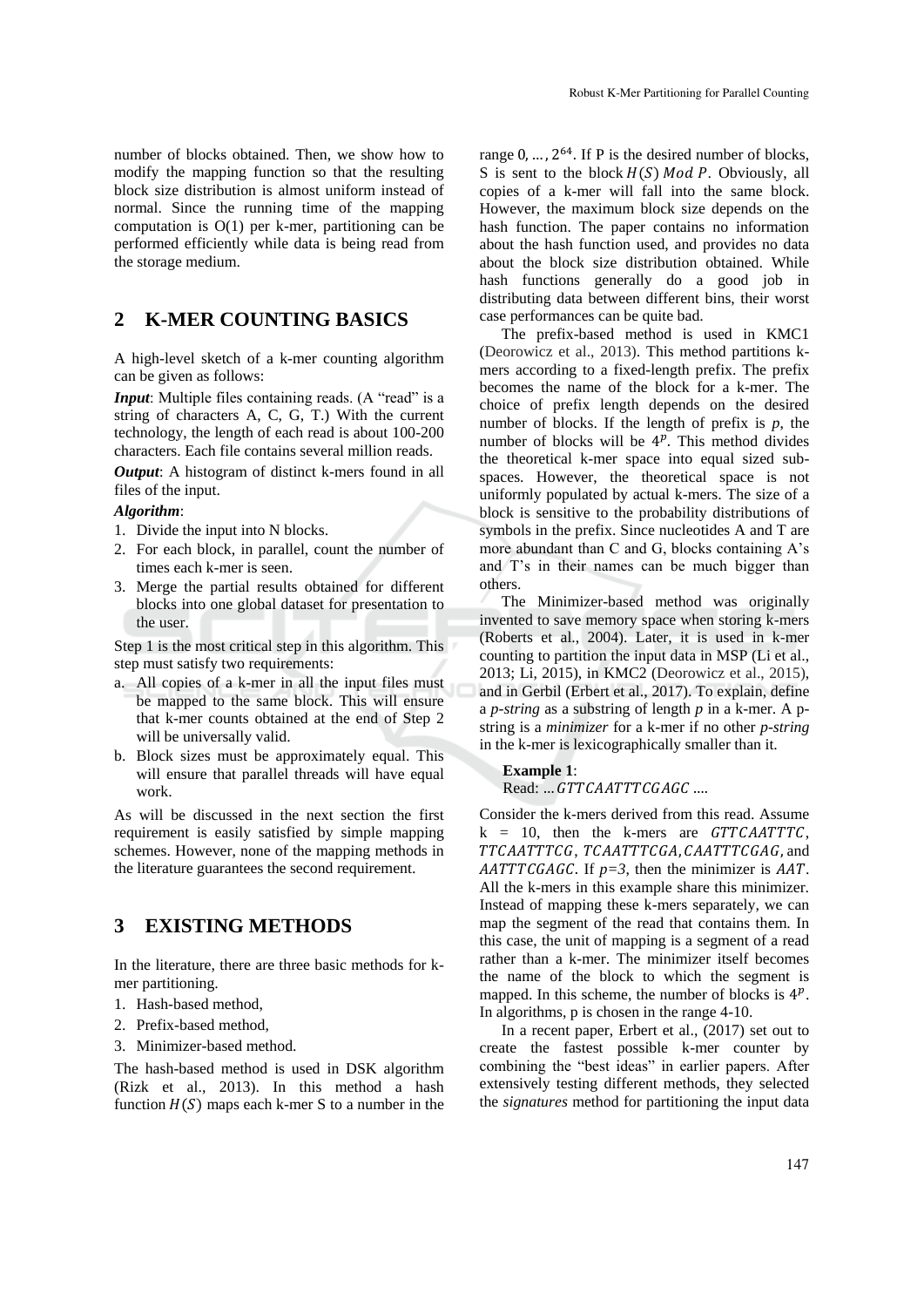number of blocks obtained. Then, we show how to modify the mapping function so that the resulting block size distribution is almost uniform instead of normal. Since the running time of the mapping computation is O(1) per k-mer, partitioning can be performed efficiently while data is being read from the storage medium.

## 2 K-MER COUNTING BASICS

A high-level sketch of a k-mer counting algorithm can be given as follows:

***Input***: Multiple files containing reads. (A "read" is a string of characters A, C, G, T.) With the current technology, the length of each read is about 100-200 characters. Each file contains several million reads.

***Output***: A histogram of distinct k-mers found in all files of the input.

***Algorithm***:

1. Divide the input into N blocks.
2. For each block, in parallel, count the number of times each k-mer is seen.
3. Merge the partial results obtained for different blocks into one global dataset for presentation to the user.

Step 1 is the most critical step in this algorithm. This step must satisfy two requirements:

a. All copies of a k-mer in all the input files must be mapped to the same block. This will ensure that k-mer counts obtained at the end of Step 2 will be universally valid.
b. Block sizes must be approximately equal. This will ensure that parallel threads will have equal work.

As will be discussed in the next section the first requirement is easily satisfied by simple mapping schemes. However, none of the mapping methods in the literature guarantees the second requirement.

## 3 EXISTING METHODS

In the literature, there are three basic methods for k-mer partitioning.

1. Hash-based method,
2. Prefix-based method,
3. Minimizer-based method.

The hash-based method is used in DSK algorithm (Rizk et al., 2013). In this method a hash function $H(S)$ maps each k-mer S to a number in the range $0, \ldots, 2^{64}$. If P is the desired number of blocks, S is sent to the block $H(S)\ Mod\ P$. Obviously, all copies of a k-mer will fall into the same block. However, the maximum block size depends on the hash function. The paper contains no information about the hash function used, and provides no data about the block size distribution obtained. While hash functions generally do a good job in distributing data between different bins, their worst case performances can be quite bad.

The prefix-based method is used in KMC1 (Deorowicz et al., 2013). This method partitions k-mers according to a fixed-length prefix. The prefix becomes the name of the block for a k-mer. The choice of prefix length depends on the desired number of blocks. If the length of prefix is *p*, the number of blocks will be $4^p$. This method divides the theoretical k-mer space into equal sized sub-spaces. However, the theoretical space is not uniformly populated by actual k-mers. The size of a block is sensitive to the probability distributions of symbols in the prefix. Since nucleotides A and T are more abundant than C and G, blocks containing A's and T's in their names can be much bigger than others.

The Minimizer-based method was originally invented to save memory space when storing k-mers (Roberts et al., 2004). Later, it is used in k-mer counting to partition the input data in MSP (Li et al., 2013; Li, 2015), in KMC2 (Deorowicz et al., 2015), and in Gerbil (Erbert et al., 2017). To explain, define a *p-string* as a substring of length *p* in a k-mer. A p-string is a *minimizer* for a k-mer if no other *p-string* in the k-mer is lexicographically smaller than it.

**Example 1**:
Read: ... $GTTCAATTTCGAGC$ ....

Consider the k-mers derived from this read. Assume k = 10, then the k-mers are $GTTCAATTTC$, $TTCAATTTCG$, $TCAATTTCGA$, $CAATTTCGAG$, and $AATTTCGAGC$. If *p=3*, then the minimizer is $AAT$. All the k-mers in this example share this minimizer. Instead of mapping these k-mers separately, we can map the segment of the read that contains them. In this case, the unit of mapping is a segment of a read rather than a k-mer. The minimizer itself becomes the name of the block to which the segment is mapped. In this scheme, the number of blocks is $4^p$. In algorithms, p is chosen in the range 4-10.

In a recent paper, Erbert et al., (2017) set out to create the fastest possible k-mer counter by combining the "best ideas" in earlier papers. After extensively testing different methods, they selected the *signatures* method for partitioning the input data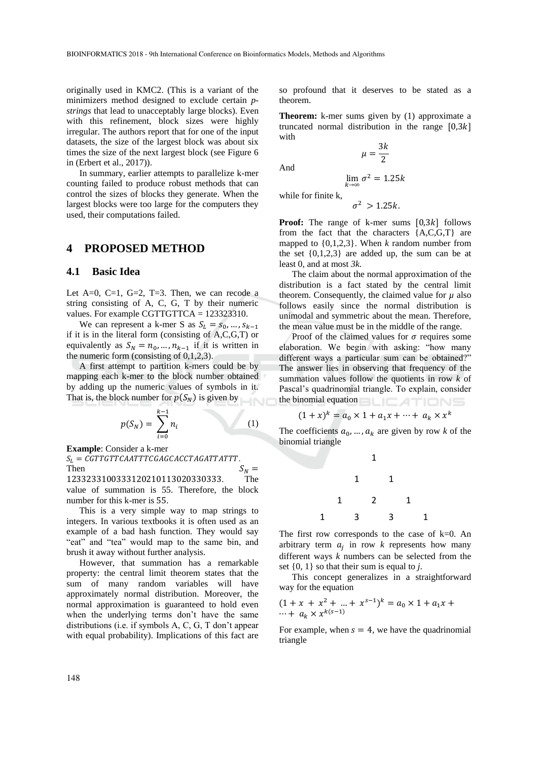originally used in KMC2. (This is a variant of the minimizers method designed to exclude certain *p-strings* that lead to unacceptably large blocks). Even with this refinement, block sizes were highly irregular. The authors report that for one of the input datasets, the size of the largest block was about six times the size of the next largest block (see Figure 6 in (Erbert et al., 2017)).

In summary, earlier attempts to parallelize k-mer counting failed to produce robust methods that can control the sizes of blocks they generate. When the largest blocks were too large for the computers they used, their computations failed.

# 4 PROPOSED METHOD

## 4.1 Basic Idea

Let A=0, C=1, G=2, T=3. Then, we can recode a string consisting of A, C, G, T by their numeric values. For example CGTTGTTCA = 123323310.

We can represent a k-mer S as $S_L = s_0, \ldots, s_{k-1}$ if it is in the literal form (consisting of A,C,G,T) or equivalently as $S_N = n_0, \ldots, n_{k-1}$ if it is written in the numeric form (consisting of 0,1,2,3).

A first attempt to partition k-mers could be by mapping each k-mer to the block number obtained by adding up the numeric values of symbols in it. That is, the block number for $p(S_N)$ is given by

$$p(S_N) = \sum_{i=0}^{k-1} n_i \tag{1}$$

**Example**: Consider a k-mer $S_L = CGTTGTTCAATTTCGAGCACCTAGATTATTT$. Then $S_N =$ 1233233100333120210113020330333. The value of summation is 55. Therefore, the block number for this k-mer is 55.

This is a very simple way to map strings to integers. In various textbooks it is often used as an example of a bad hash function. They would say "eat" and "tea" would map to the same bin, and brush it away without further analysis.

However, that summation has a remarkable property: the central limit theorem states that the sum of many random variables will have approximately normal distribution. Moreover, the normal approximation is guaranteed to hold even when the underlying terms don't have the same distributions (i.e. if symbols A, C, G, T don't appear with equal probability). Implications of this fact are so profound that it deserves to be stated as a theorem.

**Theorem:** k-mer sums given by (1) approximate a truncated normal distribution in the range $[0,3k]$ with

$$\mu = \frac{3k}{2}$$

And

$$\lim_{k \to \infty} \sigma^2 = 1.25k$$

while for finite k,

$$\sigma^2 > 1.25k.$$

**Proof:** The range of k-mer sums $[0,3k]$ follows from the fact that the characters {A,C,G,T} are mapped to {0,1,2,3}. When *k* random number from the set {0,1,2,3} are added up, the sum can be at least 0, and at most *3k*.

The claim about the normal approximation of the distribution is a fact stated by the central limit theorem. Consequently, the claimed value for $\mu$ also follows easily since the normal distribution is unimodal and symmetric about the mean. Therefore, the mean value must be in the middle of the range.

Proof of the claimed values for $\sigma$ requires some elaboration. We begin with asking: "how many different ways a particular sum can be obtained?" The answer lies in observing that frequency of the summation values follow the quotients in row *k* of Pascal's quadrinomial triangle. To explain, consider the binomial equation

$$(1 + x)^k = a_0 \times 1 + a_1 x + \cdots + a_k \times x^k$$

The coefficients $a_0, \ldots, a_k$ are given by row *k* of the binomial triangle

```
      1
    1   1
  1   2   1
1   3   3   1
```

The first row corresponds to the case of k=0. An arbitrary term $a_j$ in row *k* represents how many different ways *k* numbers can be selected from the set {0, 1} so that their sum is equal to *j*.

This concept generalizes in a straightforward way for the equation

$$(1 + x + x^2 + \ldots + x^{s-1})^k = a_0 \times 1 + a_1 x + \cdots + a_k \times x^{k(s-1)}$$

For example, when $s = 4$, we have the quadrinomial triangle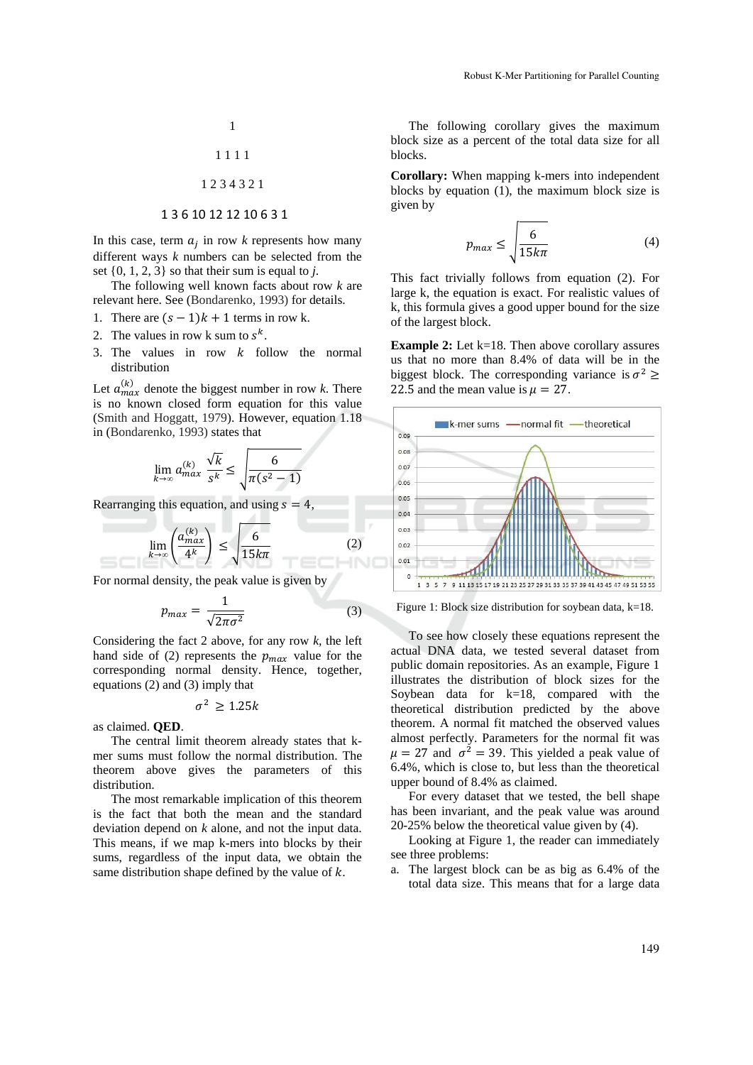1

1 1 1 1

1 2 3 4 3 2 1

1 3 6 10 12 12 10 6 3 1

In this case, term $a_j$ in row $k$ represents how many different ways $k$ numbers can be selected from the set {0, 1, 2, 3} so that their sum is equal to $j$.

The following well known facts about row $k$ are relevant here. See (Bondarenko, 1993) for details.

1. There are $(s-1)k+1$ terms in row k.
2. The values in row k sum to $s^k$.
3. The values in row $k$ follow the normal distribution

Let $a_{max}^{(k)}$ denote the biggest number in row $k$. There is no known closed form equation for this value (Smith and Hoggatt, 1979). However, equation 1.18 in (Bondarenko, 1993) states that

$$\lim_{k\to\infty} a_{max}^{(k)} \frac{\sqrt{k}}{s^k} \le \sqrt{\frac{6}{\pi(s^2-1)}}$$

Rearranging this equation, and using $s = 4$,

$$\lim_{k\to\infty} \left(\frac{a_{max}^{(k)}}{4^k}\right) \le \sqrt{\frac{6}{15k\pi}} \tag{2}$$

For normal density, the peak value is given by

$$p_{max} = \frac{1}{\sqrt{2\pi\sigma^2}} \tag{3}$$

Considering the fact 2 above, for any row $k$, the left hand side of (2) represents the $p_{max}$ value for the corresponding normal density. Hence, together, equations (2) and (3) imply that

$$\sigma^2 \ge 1.25k$$

as claimed. **QED**.

The central limit theorem already states that k-mer sums must follow the normal distribution. The theorem above gives the parameters of this distribution.

The most remarkable implication of this theorem is the fact that both the mean and the standard deviation depend on $k$ alone, and not the input data. This means, if we map k-mers into blocks by their sums, regardless of the input data, we obtain the same distribution shape defined by the value of $k$.

The following corollary gives the maximum block size as a percent of the total data size for all blocks.

**Corollary:** When mapping k-mers into independent blocks by equation (1), the maximum block size is given by

$$p_{max} \le \sqrt{\frac{6}{15k\pi}} \tag{4}$$

This fact trivially follows from equation (2). For large k, the equation is exact. For realistic values of k, this formula gives a good upper bound for the size of the largest block.

**Example 2:** Let k=18. Then above corollary assures us that no more than 8.4% of data will be in the biggest block. The corresponding variance is $\sigma^2 \ge 22.5$ and the mean value is $\mu = 27$.

Figure 1: Block size distribution for soybean data, k=18.

To see how closely these equations represent the actual DNA data, we tested several dataset from public domain repositories. As an example, Figure 1 illustrates the distribution of block sizes for the Soybean data for k=18, compared with the theoretical distribution predicted by the above theorem. A normal fit matched the observed values almost perfectly. Parameters for the normal fit was $\mu = 27$ and $\sigma^2 = 39$. This yielded a peak value of 6.4%, which is close to, but less than the theoretical upper bound of 8.4% as claimed.

For every dataset that we tested, the bell shape has been invariant, and the peak value was around 20-25% below the theoretical value given by (4).

Looking at Figure 1, the reader can immediately see three problems:

a. The largest block can be as big as 6.4% of the total data size. This means that for a large data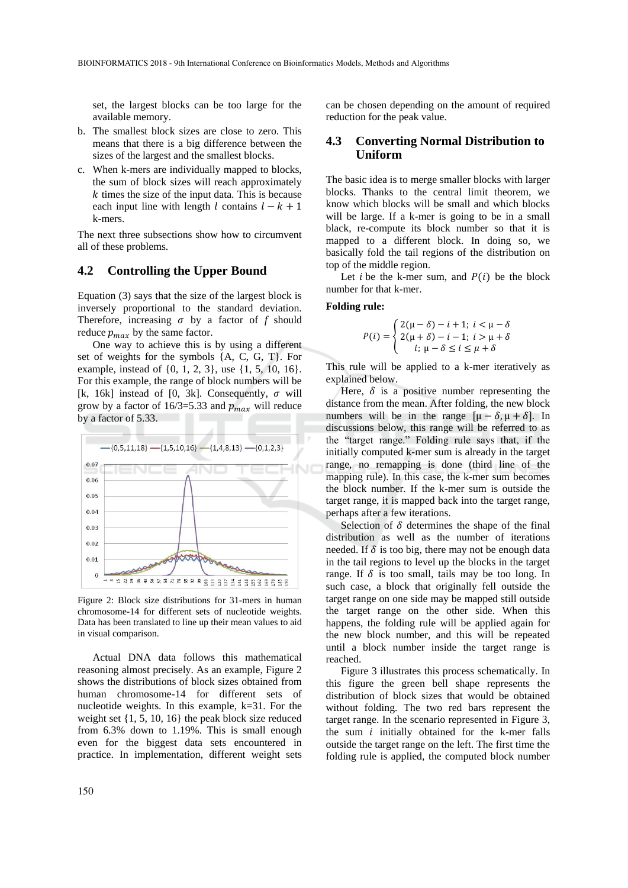set, the largest blocks can be too large for the available memory.

b. The smallest block sizes are close to zero. This means that there is a big difference between the sizes of the largest and the smallest blocks.
c. When k-mers are individually mapped to blocks, the sum of block sizes will reach approximately $k$ times the size of the input data. This is because each input line with length $l$ contains $l - k + 1$ k-mers.

The next three subsections show how to circumvent all of these problems.

### 4.2 Controlling the Upper Bound

Equation (3) says that the size of the largest block is inversely proportional to the standard deviation. Therefore, increasing $\sigma$ by a factor of $f$ should reduce $p_{max}$ by the same factor.

One way to achieve this is by using a different set of weights for the symbols {A, C, G, T}. For example, instead of {0, 1, 2, 3}, use {1, 5, 10, 16}. For this example, the range of block numbers will be [k, 16k] instead of [0, 3k]. Consequently, $\sigma$ will grow by a factor of 16/3=5.33 and $p_{max}$ will reduce by a factor of 5.33.

Figure 2: Block size distributions for 31-mers in human chromosome-14 for different sets of nucleotide weights. Data has been translated to line up their mean values to aid in visual comparison.

Actual DNA data follows this mathematical reasoning almost precisely. As an example, Figure 2 shows the distributions of block sizes obtained from human chromosome-14 for different sets of nucleotide weights. In this example, k=31. For the weight set {1, 5, 10, 16} the peak block size reduced from 6.3% down to 1.19%. This is small enough even for the biggest data sets encountered in practice. In implementation, different weight sets can be chosen depending on the amount of required reduction for the peak value.

### 4.3 Converting Normal Distribution to Uniform

The basic idea is to merge smaller blocks with larger blocks. Thanks to the central limit theorem, we know which blocks will be small and which blocks will be large. If a k-mer is going to be in a small black, re-compute its block number so that it is mapped to a different block. In doing so, we basically fold the tail regions of the distribution on top of the middle region.

Let $i$ be the k-mer sum, and $P(i)$ be the block number for that k-mer.

**Folding rule:**

$$P(i) = \begin{cases} 2(\mu - \delta) - i + 1; \; i < \mu - \delta \\ 2(\mu + \delta) - i - 1; \; i > \mu + \delta \\ i; \; \mu - \delta \leq i \leq \mu + \delta \end{cases}$$

This rule will be applied to a k-mer iteratively as explained below.

Here, $\delta$ is a positive number representing the distance from the mean. After folding, the new block numbers will be in the range $[\mu - \delta, \mu + \delta]$. In discussions below, this range will be referred to as the "target range." Folding rule says that, if the initially computed k-mer sum is already in the target range, no remapping is done (third line of the mapping rule). In this case, the k-mer sum becomes the block number. If the k-mer sum is outside the target range, it is mapped back into the target range, perhaps after a few iterations.

Selection of $\delta$ determines the shape of the final distribution as well as the number of iterations needed. If $\delta$ is too big, there may not be enough data in the tail regions to level up the blocks in the target range. If $\delta$ is too small, tails may be too long. In such case, a block that originally fell outside the target range on one side may be mapped still outside the target range on the other side. When this happens, the folding rule will be applied again for the new block number, and this will be repeated until a block number inside the target range is reached.

Figure 3 illustrates this process schematically. In this figure the green bell shape represents the distribution of block sizes that would be obtained without folding. The two red bars represent the target range. In the scenario represented in Figure 3, the sum $i$ initially obtained for the k-mer falls outside the target range on the left. The first time the folding rule is applied, the computed block number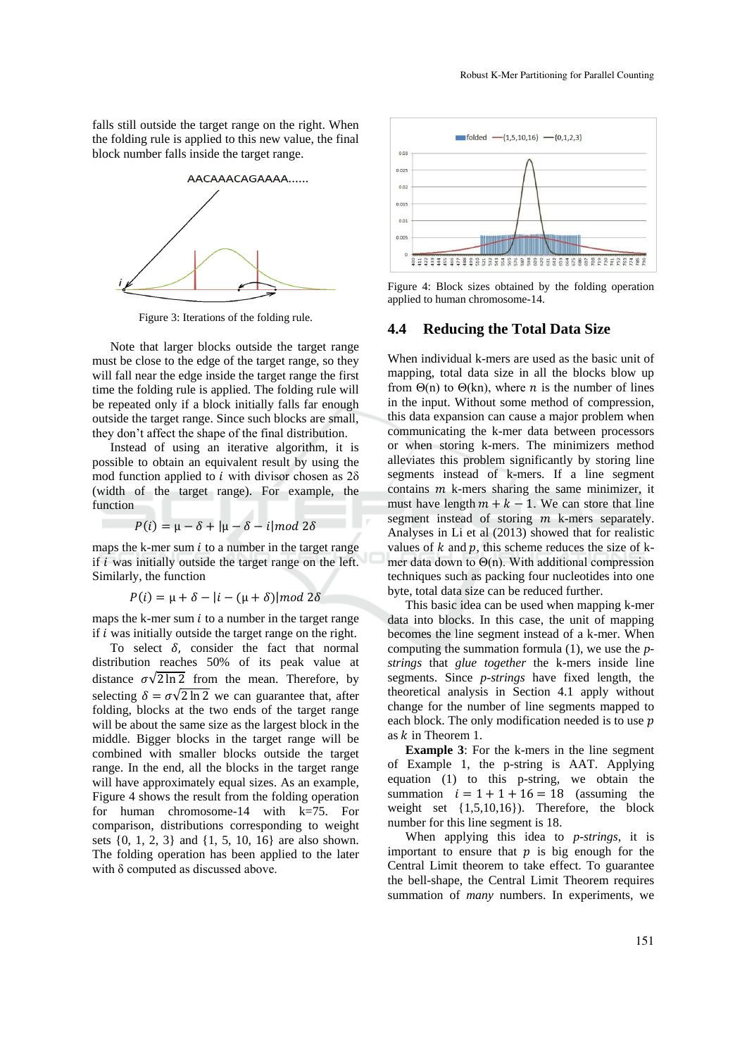falls still outside the target range on the right. When the folding rule is applied to this new value, the final block number falls inside the target range.

Figure 3: Iterations of the folding rule.

Note that larger blocks outside the target range must be close to the edge of the target range, so they will fall near the edge inside the target range the first time the folding rule is applied. The folding rule will be repeated only if a block initially falls far enough outside the target range. Since such blocks are small, they don't affect the shape of the final distribution.

Instead of using an iterative algorithm, it is possible to obtain an equivalent result by using the mod function applied to $i$ with divisor chosen as 2δ (width of the target range). For example, the function

$$P(i) = \mu - \delta + |\mu - \delta - i| mod\ 2\delta$$

maps the k-mer sum $i$ to a number in the target range if $i$ was initially outside the target range on the left. Similarly, the function

$$P(i) = \mu + \delta - |i - (\mu + \delta)| mod\ 2\delta$$

maps the k-mer sum $i$ to a number in the target range if $i$ was initially outside the target range on the right.

To select $\delta$, consider the fact that normal distribution reaches 50% of its peak value at distance $\sigma\sqrt{2\ln 2}$ from the mean. Therefore, by selecting $\delta = \sigma\sqrt{2\ln 2}$ we can guarantee that, after folding, blocks at the two ends of the target range will be about the same size as the largest block in the middle. Bigger blocks in the target range will be combined with smaller blocks outside the target range. In the end, all the blocks in the target range will have approximately equal sizes. As an example, Figure 4 shows the result from the folding operation for human chromosome-14 with k=75. For comparison, distributions corresponding to weight sets {0, 1, 2, 3} and {1, 5, 10, 16} are also shown. The folding operation has been applied to the later with δ computed as discussed above.

Figure 4: Block sizes obtained by the folding operation applied to human chromosome-14.

## 4.4 Reducing the Total Data Size

When individual k-mers are used as the basic unit of mapping, total data size in all the blocks blow up from Θ(n) to Θ(kn), where $n$ is the number of lines in the input. Without some method of compression, this data expansion can cause a major problem when communicating the k-mer data between processors or when storing k-mers. The minimizers method alleviates this problem significantly by storing line segments instead of k-mers. If a line segment contains $m$ k-mers sharing the same minimizer, it must have length $m + k - 1$. We can store that line segment instead of storing $m$ k-mers separately. Analyses in Li et al (2013) showed that for realistic values of $k$ and $p$, this scheme reduces the size of k-mer data down to Θ(n). With additional compression techniques such as packing four nucleotides into one byte, total data size can be reduced further.

This basic idea can be used when mapping k-mer data into blocks. In this case, the unit of mapping becomes the line segment instead of a k-mer. When computing the summation formula (1), we use the *p-strings* that *glue together* the k-mers inside line segments. Since *p-strings* have fixed length, the theoretical analysis in Section 4.1 apply without change for the number of line segments mapped to each block. The only modification needed is to use $p$ as $k$ in Theorem 1.

**Example 3**: For the k-mers in the line segment of Example 1, the p-string is AAT. Applying equation (1) to this p-string, we obtain the summation $i = 1 + 1 + 16 = 18$ (assuming the weight set {1,5,10,16}). Therefore, the block number for this line segment is 18.

When applying this idea to *p-strings*, it is important to ensure that $p$ is big enough for the Central Limit theorem to take effect. To guarantee the bell-shape, the Central Limit Theorem requires summation of *many* numbers. In experiments, we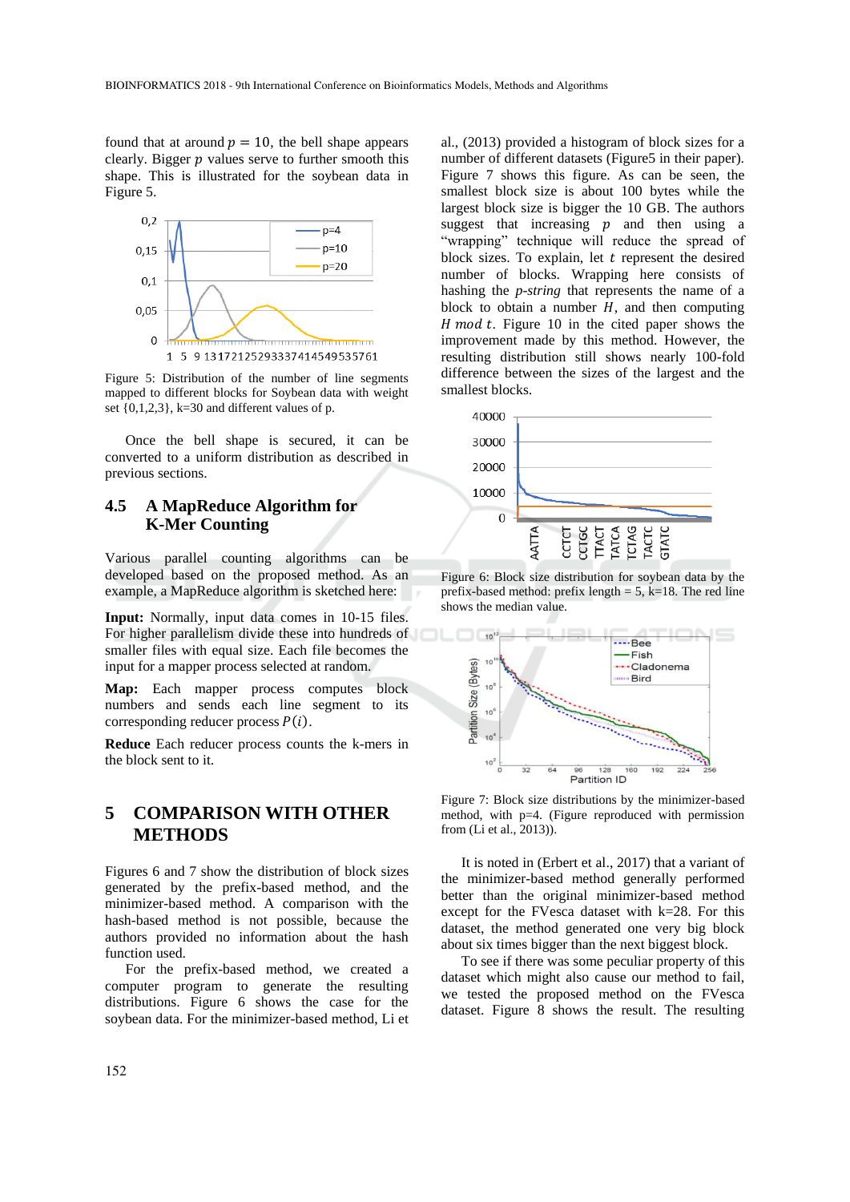found that at around $p = 10$, the bell shape appears clearly. Bigger $p$ values serve to further smooth this shape. This is illustrated for the soybean data in Figure 5.

Figure 5: Distribution of the number of line segments mapped to different blocks for Soybean data with weight set {0,1,2,3}, k=30 and different values of p.

Once the bell shape is secured, it can be converted to a uniform distribution as described in previous sections.

### 4.5 A MapReduce Algorithm for K-Mer Counting

Various parallel counting algorithms can be developed based on the proposed method. As an example, a MapReduce algorithm is sketched here:

**Input:** Normally, input data comes in 10-15 files. For higher parallelism divide these into hundreds of smaller files with equal size. Each file becomes the input for a mapper process selected at random.

**Map:** Each mapper process computes block numbers and sends each line segment to its corresponding reducer process $P(i)$.

**Reduce** Each reducer process counts the k-mers in the block sent to it.

## 5 COMPARISON WITH OTHER METHODS

Figures 6 and 7 show the distribution of block sizes generated by the prefix-based method, and the minimizer-based method. A comparison with the hash-based method is not possible, because the authors provided no information about the hash function used.

For the prefix-based method, we created a computer program to generate the resulting distributions. Figure 6 shows the case for the soybean data. For the minimizer-based method, Li et al., (2013) provided a histogram of block sizes for a number of different datasets (Figure5 in their paper). Figure 7 shows this figure. As can be seen, the smallest block size is about 100 bytes while the largest block size is bigger the 10 GB. The authors suggest that increasing $p$ and then using a "wrapping" technique will reduce the spread of block sizes. To explain, let $t$ represent the desired number of blocks. Wrapping here consists of hashing the *p-string* that represents the name of a block to obtain a number $H$, and then computing $H \bmod t$. Figure 10 in the cited paper shows the improvement made by this method. However, the resulting distribution still shows nearly 100-fold difference between the sizes of the largest and the smallest blocks.

Figure 6: Block size distribution for soybean data by the prefix-based method: prefix length = 5, k=18. The red line shows the median value.

Figure 7: Block size distributions by the minimizer-based method, with p=4. (Figure reproduced with permission from (Li et al., 2013)).

It is noted in (Erbert et al., 2017) that a variant of the minimizer-based method generally performed better than the original minimizer-based method except for the FVesca dataset with k=28. For this dataset, the method generated one very big block about six times bigger than the next biggest block.

To see if there was some peculiar property of this dataset which might also cause our method to fail, we tested the proposed method on the FVesca dataset. Figure 8 shows the result. The resulting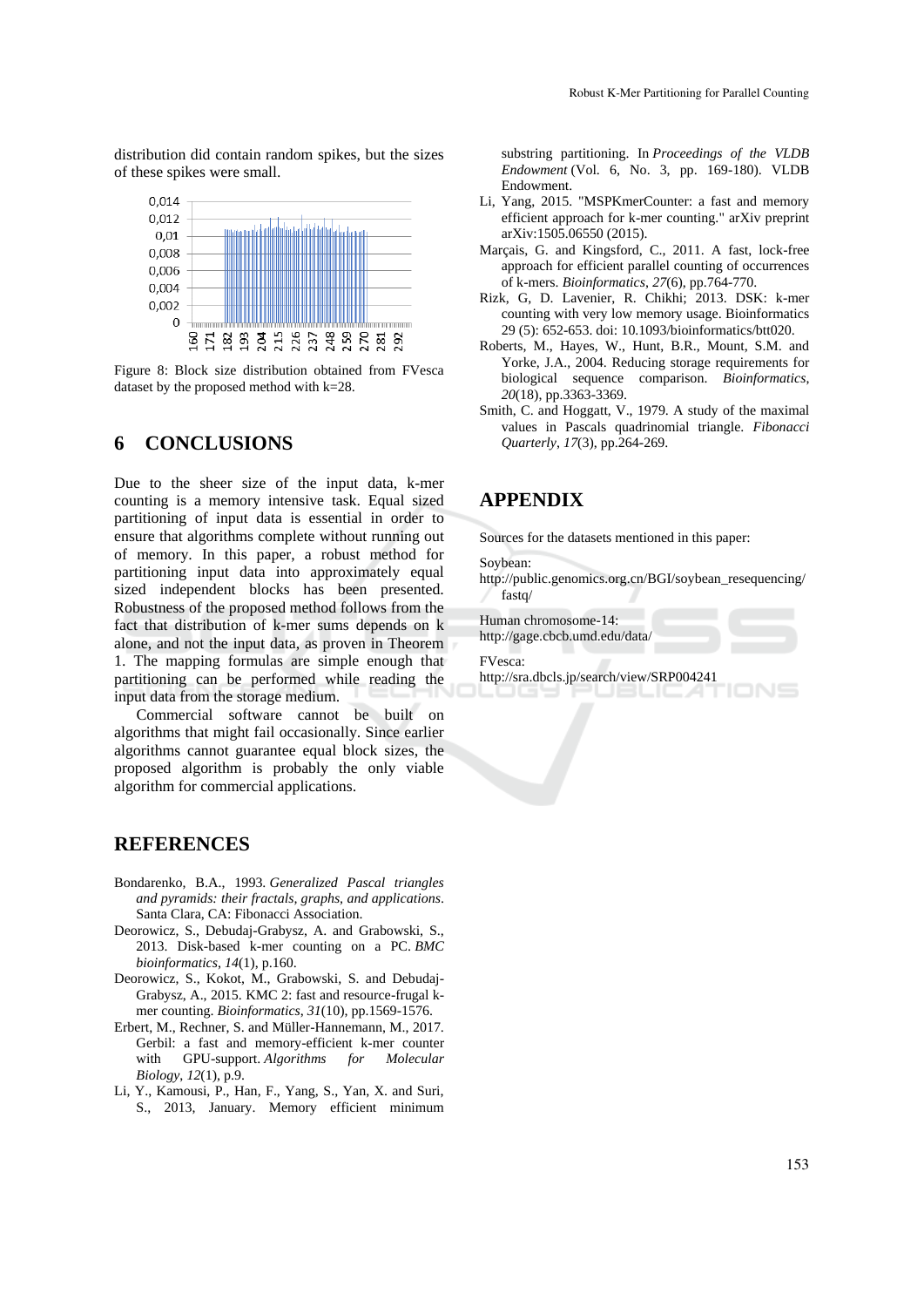distribution did contain random spikes, but the sizes of these spikes were small.

0,014
0,012
0,01
0,008
0,006
0,004
0,002
0
160 171 182 193 204 215 226 237 248 259 270 281 292

Figure 8: Block size distribution obtained from FVesca dataset by the proposed method with k=28.

## 6 CONCLUSIONS

Due to the sheer size of the input data, k-mer counting is a memory intensive task. Equal sized partitioning of input data is essential in order to ensure that algorithms complete without running out of memory. In this paper, a robust method for partitioning input data into approximately equal sized independent blocks has been presented. Robustness of the proposed method follows from the fact that distribution of k-mer sums depends on k alone, and not the input data, as proven in Theorem 1. The mapping formulas are simple enough that partitioning can be performed while reading the input data from the storage medium.

Commercial software cannot be built on algorithms that might fail occasionally. Since earlier algorithms cannot guarantee equal block sizes, the proposed algorithm is probably the only viable algorithm for commercial applications.

## REFERENCES

Bondarenko, B.A., 1993. *Generalized Pascal triangles and pyramids: their fractals, graphs, and applications*. Santa Clara, CA: Fibonacci Association.

Deorowicz, S., Debudaj-Grabysz, A. and Grabowski, S., 2013. Disk-based k-mer counting on a PC. *BMC bioinformatics*, *14*(1), p.160.

Deorowicz, S., Kokot, M., Grabowski, S. and Debudaj-Grabysz, A., 2015. KMC 2: fast and resource-frugal k-mer counting. *Bioinformatics*, *31*(10), pp.1569-1576.

Erbert, M., Rechner, S. and Müller-Hannemann, M., 2017. Gerbil: a fast and memory-efficient k-mer counter with GPU-support. *Algorithms for Molecular Biology*, *12*(1), p.9.

Li, Y., Kamousi, P., Han, F., Yang, S., Yan, X. and Suri, S., 2013, January. Memory efficient minimum substring partitioning. In *Proceedings of the VLDB Endowment* (Vol. 6, No. 3, pp. 169-180). VLDB Endowment.

Li, Yang, 2015. "MSPKmerCounter: a fast and memory efficient approach for k-mer counting." arXiv preprint arXiv:1505.06550 (2015).

Marçais, G. and Kingsford, C., 2011. A fast, lock-free approach for efficient parallel counting of occurrences of k-mers. *Bioinformatics*, *27*(6), pp.764-770.

Rizk, G, D. Lavenier, R. Chikhi; 2013. DSK: k-mer counting with very low memory usage. Bioinformatics 29 (5): 652-653. doi: 10.1093/bioinformatics/btt020.

Roberts, M., Hayes, W., Hunt, B.R., Mount, S.M. and Yorke, J.A., 2004. Reducing storage requirements for biological sequence comparison. *Bioinformatics*, *20*(18), pp.3363-3369.

Smith, C. and Hoggatt, V., 1979. A study of the maximal values in Pascals quadrinomial triangle. *Fibonacci Quarterly*, *17*(3), pp.264-269.

## APPENDIX

Sources for the datasets mentioned in this paper:

Soybean:
http://public.genomics.org.cn/BGI/soybean_resequencing/fastq/

Human chromosome-14:
http://gage.cbcb.umd.edu/data/

FVesca:
http://sra.dbcls.jp/search/view/SRP004241